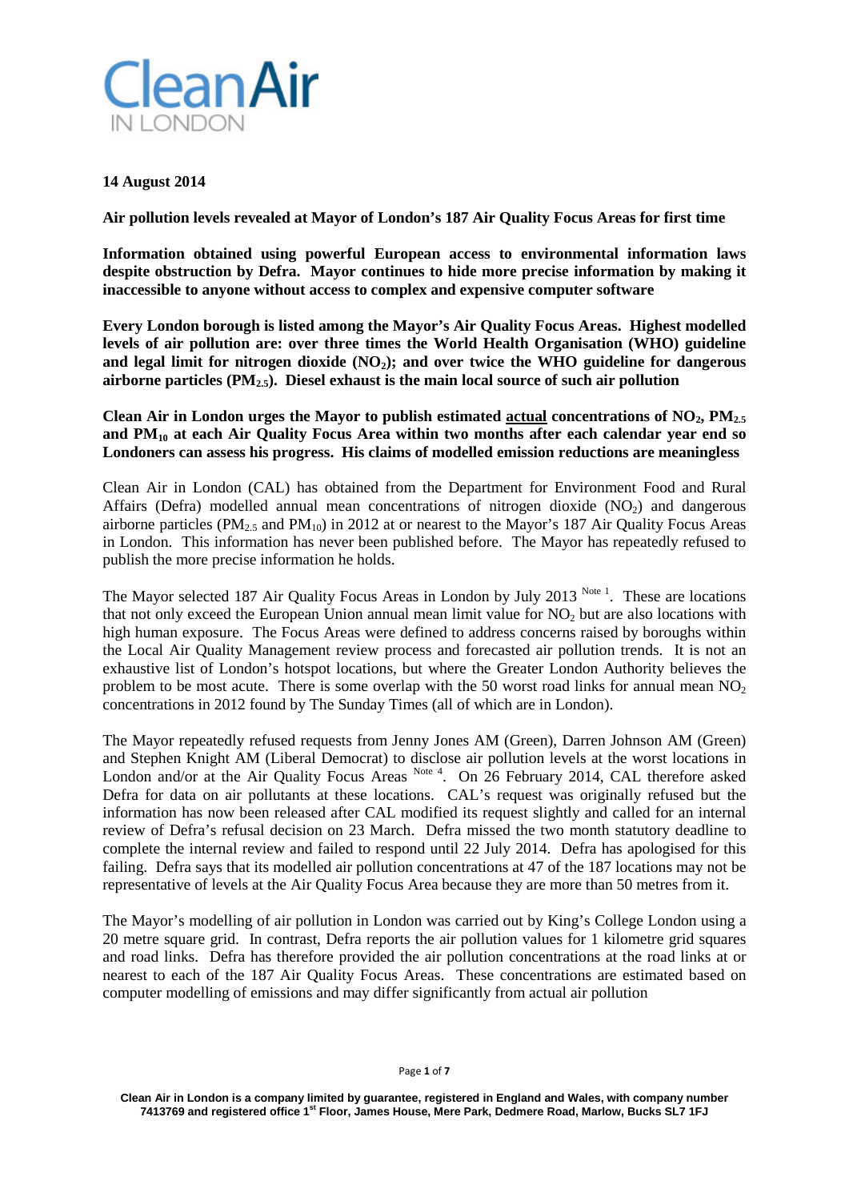Clean Air IN LONDON

**14 August 2014**

**Air pollution levels revealed at Mayor of London's 187 Air Quality Focus Areas for first time**

**Information obtained using powerful European access to environmental information laws despite obstruction by Defra. Mayor continues to hide more precise information by making it inaccessible to anyone without access to complex and expensive computer software**

**Every London borough is listed among the Mayor's Air Quality Focus Areas. Highest modelled levels of air pollution are: over three times the World Health Organisation (WHO) guideline and legal limit for nitrogen dioxide ($NO_2$); and over twice the WHO guideline for dangerous airborne particles ($PM_{2.5}$). Diesel exhaust is the main local source of such air pollution**

**Clean Air in London urges the Mayor to publish estimated <u>actual</u> concentrations of $NO_2$, $PM_{2.5}$ and $PM_{10}$ at each Air Quality Focus Area within two months after each calendar year end so Londoners can assess his progress. His claims of modelled emission reductions are meaningless**

Clean Air in London (CAL) has obtained from the Department for Environment Food and Rural Affairs (Defra) modelled annual mean concentrations of nitrogen dioxide ($NO_2$) and dangerous airborne particles ($PM_{2.5}$ and $PM_{10}$) in 2012 at or nearest to the Mayor's 187 Air Quality Focus Areas in London. This information has never been published before. The Mayor has repeatedly refused to publish the more precise information he holds.

The Mayor selected 187 Air Quality Focus Areas in London by July 2013 [Note 1]. These are locations that not only exceed the European Union annual mean limit value for $NO_2$ but are also locations with high human exposure. The Focus Areas were defined to address concerns raised by boroughs within the Local Air Quality Management review process and forecasted air pollution trends. It is not an exhaustive list of London's hotspot locations, but where the Greater London Authority believes the problem to be most acute. There is some overlap with the 50 worst road links for annual mean $NO_2$ concentrations in 2012 found by The Sunday Times (all of which are in London).

The Mayor repeatedly refused requests from Jenny Jones AM (Green), Darren Johnson AM (Green) and Stephen Knight AM (Liberal Democrat) to disclose air pollution levels at the worst locations in London and/or at the Air Quality Focus Areas [Note 4]. On 26 February 2014, CAL therefore asked Defra for data on air pollutants at these locations. CAL's request was originally refused but the information has now been released after CAL modified its request slightly and called for an internal review of Defra's refusal decision on 23 March. Defra missed the two month statutory deadline to complete the internal review and failed to respond until 22 July 2014. Defra has apologised for this failing. Defra says that its modelled air pollution concentrations at 47 of the 187 locations may not be representative of levels at the Air Quality Focus Area because they are more than 50 metres from it.

The Mayor's modelling of air pollution in London was carried out by King's College London using a 20 metre square grid. In contrast, Defra reports the air pollution values for 1 kilometre grid squares and road links. Defra has therefore provided the air pollution concentrations at the road links at or nearest to each of the 187 Air Quality Focus Areas. These concentrations are estimated based on computer modelling of emissions and may differ significantly from actual air pollution

Clean Air in London is a company limited by guarantee, registered in England and Wales, with company number 7413769 and registered office 1st Floor, James House, Mere Park, Dedmere Road, Marlow, Bucks SL7 1FJ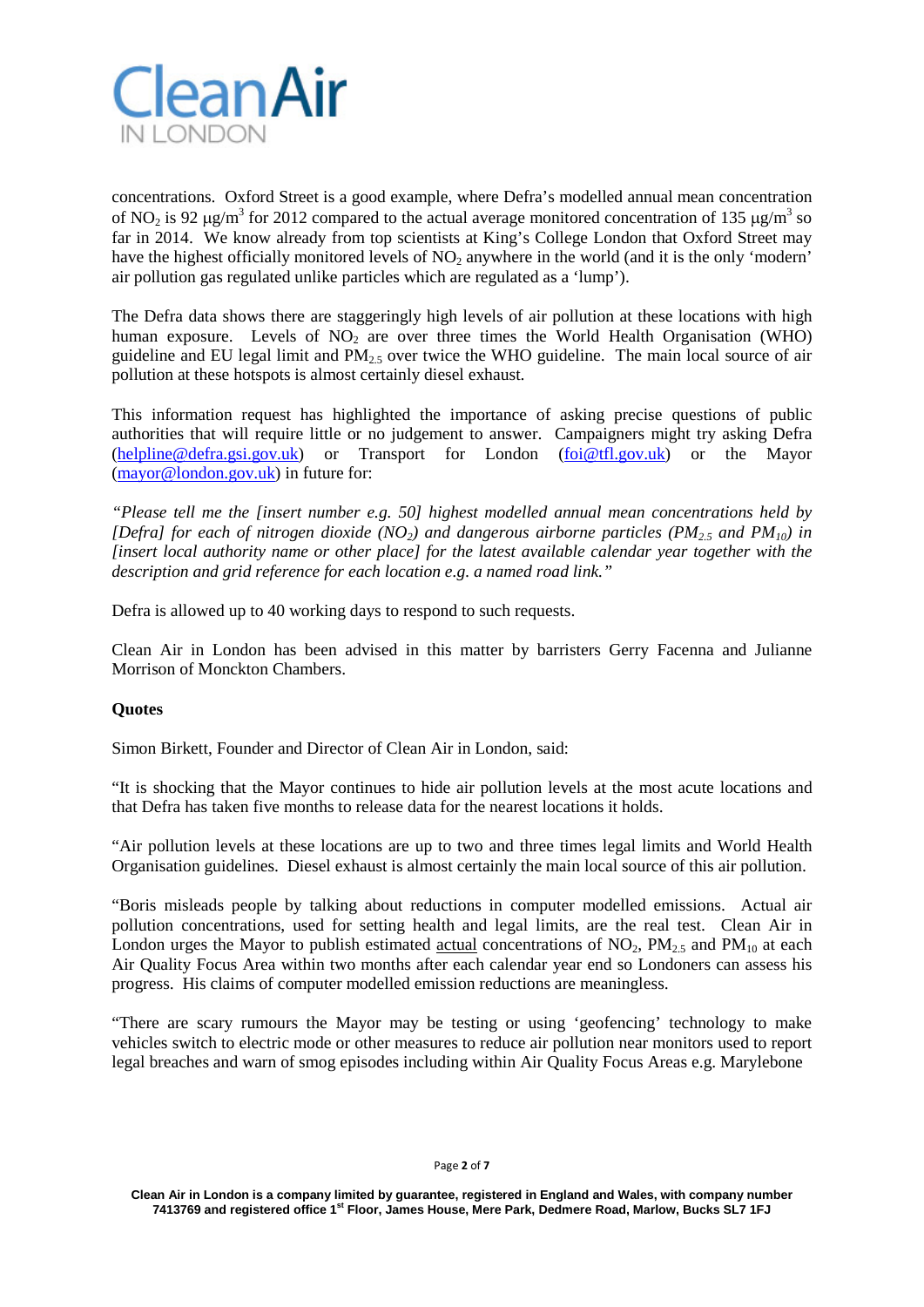concentrations. Oxford Street is a good example, where Defra's modelled annual mean concentration of $NO_2$ is 92 $\mu g/m^3$ for 2012 compared to the actual average monitored concentration of 135 $\mu g/m^3$ so far in 2014. We know already from top scientists at King's College London that Oxford Street may have the highest officially monitored levels of $NO_2$ anywhere in the world (and it is the only 'modern' air pollution gas regulated unlike particles which are regulated as a 'lump').

The Defra data shows there are staggeringly high levels of air pollution at these locations with high human exposure. Levels of $NO_2$ are over three times the World Health Organisation (WHO) guideline and EU legal limit and $PM_{2.5}$ over twice the WHO guideline. The main local source of air pollution at these hotspots is almost certainly diesel exhaust.

This information request has highlighted the importance of asking precise questions of public authorities that will require little or no judgement to answer. Campaigners might try asking Defra (helpline@defra.gsi.gov.uk) or Transport for London (foi@tfl.gov.uk) or the Mayor (mayor@london.gov.uk) in future for:

*"Please tell me the [insert number e.g. 50] highest modelled annual mean concentrations held by [Defra] for each of nitrogen dioxide ($NO_2$) and dangerous airborne particles ($PM_{2.5}$ and $PM_{10}$) in [insert local authority name or other place] for the latest available calendar year together with the description and grid reference for each location e.g. a named road link."*

Defra is allowed up to 40 working days to respond to such requests.

Clean Air in London has been advised in this matter by barristers Gerry Facenna and Julianne Morrison of Monckton Chambers.

**Quotes**

Simon Birkett, Founder and Director of Clean Air in London, said:

"It is shocking that the Mayor continues to hide air pollution levels at the most acute locations and that Defra has taken five months to release data for the nearest locations it holds.

"Air pollution levels at these locations are up to two and three times legal limits and World Health Organisation guidelines. Diesel exhaust is almost certainly the main local source of this air pollution.

"Boris misleads people by talking about reductions in computer modelled emissions. Actual air pollution concentrations, used for setting health and legal limits, are the real test. Clean Air in London urges the Mayor to publish estimated actual concentrations of $NO_2$, $PM_{2.5}$ and $PM_{10}$ at each Air Quality Focus Area within two months after each calendar year end so Londoners can assess his progress. His claims of computer modelled emission reductions are meaningless.

"There are scary rumours the Mayor may be testing or using 'geofencing' technology to make vehicles switch to electric mode or other measures to reduce air pollution near monitors used to report legal breaches and warn of smog episodes including within Air Quality Focus Areas e.g. Marylebone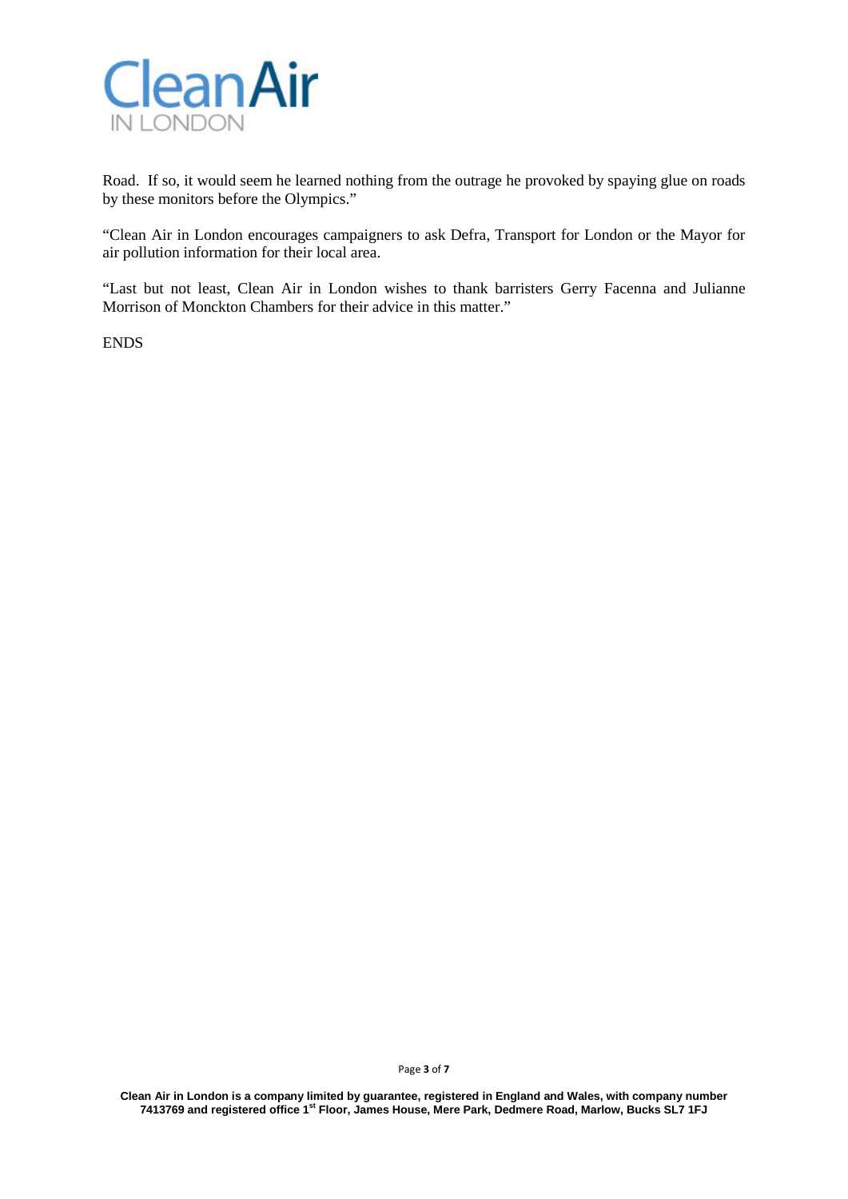Road. If so, it would seem he learned nothing from the outrage he provoked by spaying glue on roads by these monitors before the Olympics."

"Clean Air in London encourages campaigners to ask Defra, Transport for London or the Mayor for air pollution information for their local area.

"Last but not least, Clean Air in London wishes to thank barristers Gerry Facenna and Julianne Morrison of Monckton Chambers for their advice in this matter."

ENDS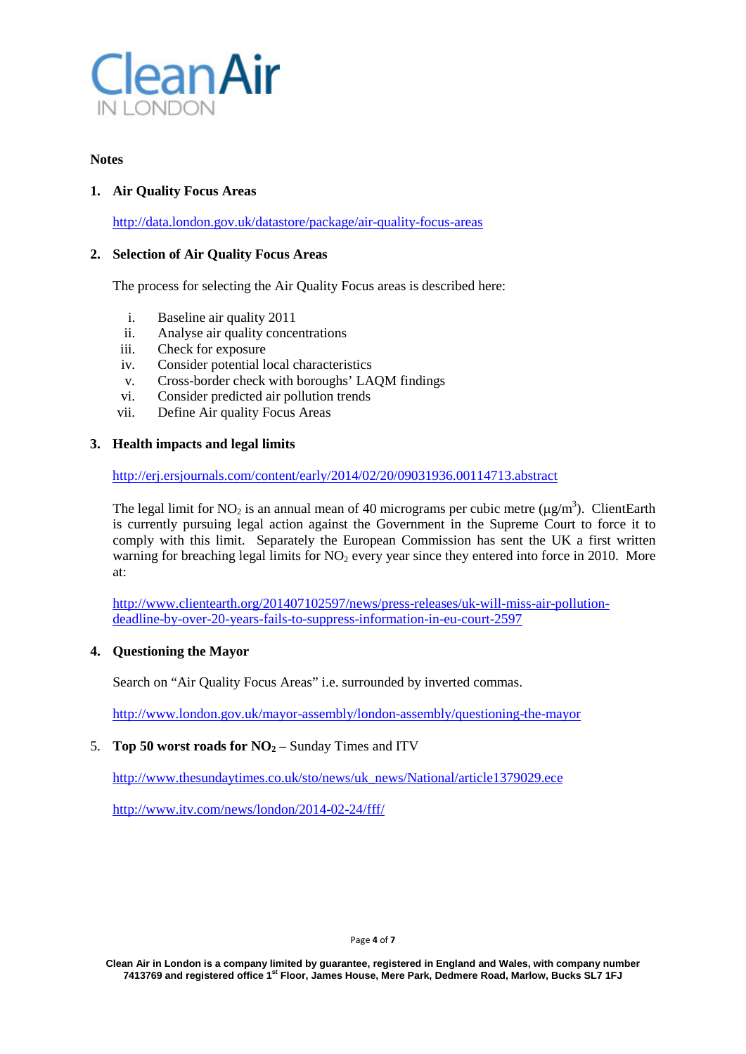Clean Air
IN LONDON

**Notes**

1. **Air Quality Focus Areas**

   http://data.london.gov.uk/datastore/package/air-quality-focus-areas

2. **Selection of Air Quality Focus Areas**

   The process for selecting the Air Quality Focus areas is described here:

   i. Baseline air quality 2011
   ii. Analyse air quality concentrations
   iii. Check for exposure
   iv. Consider potential local characteristics
   v. Cross-border check with boroughs' LAQM findings
   vi. Consider predicted air pollution trends
   vii. Define Air quality Focus Areas

3. **Health impacts and legal limits**

   http://erj.ersjournals.com/content/early/2014/02/20/09031936.00114713.abstract

   The legal limit for $NO_2$ is an annual mean of 40 micrograms per cubic metre ($\mu g/m^3$). ClientEarth is currently pursuing legal action against the Government in the Supreme Court to force it to comply with this limit. Separately the European Commission has sent the UK a first written warning for breaching legal limits for $NO_2$ every year since they entered into force in 2010. More at:

   http://www.clientearth.org/201407102597/news/press-releases/uk-will-miss-air-pollution-deadline-by-over-20-years-fails-to-suppress-information-in-eu-court-2597

4. **Questioning the Mayor**

   Search on "Air Quality Focus Areas" i.e. surrounded by inverted commas.

   http://www.london.gov.uk/mayor-assembly/london-assembly/questioning-the-mayor

5. **Top 50 worst roads for $NO_2$** – Sunday Times and ITV

   http://www.thesundaytimes.co.uk/sto/news/uk_news/National/article1379029.ece

   http://www.itv.com/news/london/2014-02-24/fff/

Clean Air in London is a company limited by guarantee, registered in England and Wales, with company number 7413769 and registered office 1st Floor, James House, Mere Park, Dedmere Road, Marlow, Bucks SL7 1FJ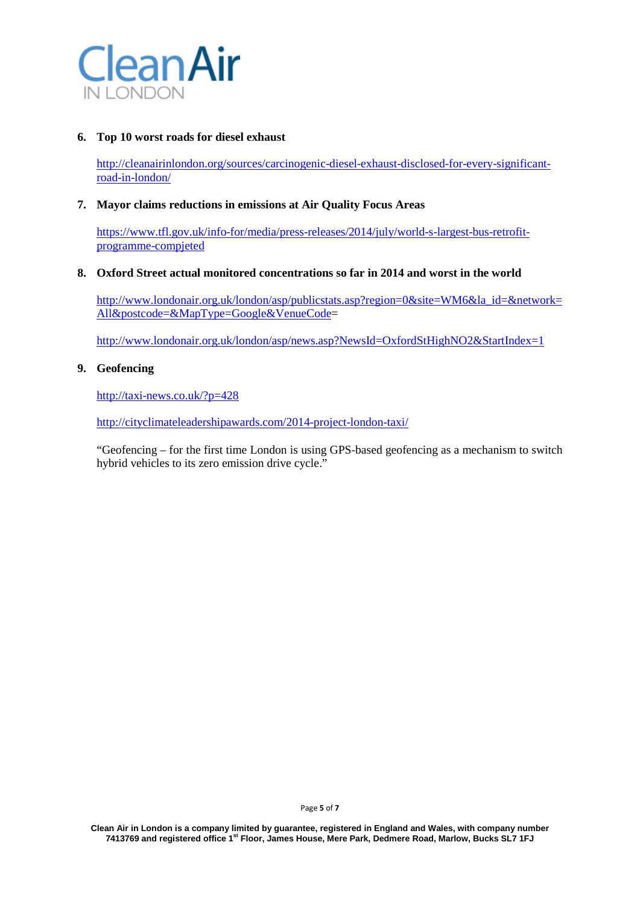6. **Top 10 worst roads for diesel exhaust**

   http://cleanairinlondon.org/sources/carcinogenic-diesel-exhaust-disclosed-for-every-significant-road-in-london/

7. **Mayor claims reductions in emissions at Air Quality Focus Areas**

   https://www.tfl.gov.uk/info-for/media/press-releases/2014/july/world-s-largest-bus-retrofit-programme-compjeted

8. **Oxford Street actual monitored concentrations so far in 2014 and worst in the world**

   http://www.londonair.org.uk/london/asp/publicstats.asp?region=0&site=WM6&la_id=&network=All&postcode=&MapType=Google&VenueCode=

   http://www.londonair.org.uk/london/asp/news.asp?NewsId=OxfordStHighNO2&StartIndex=1

9. **Geofencing**

   http://taxi-news.co.uk/?p=428

   http://cityclimateleadershipawards.com/2014-project-london-taxi/

   "Geofencing – for the first time London is using GPS-based geofencing as a mechanism to switch hybrid vehicles to its zero emission drive cycle."

Clean Air in London is a company limited by guarantee, registered in England and Wales, with company number 7413769 and registered office 1st Floor, James House, Mere Park, Dedmere Road, Marlow, Bucks SL7 1FJ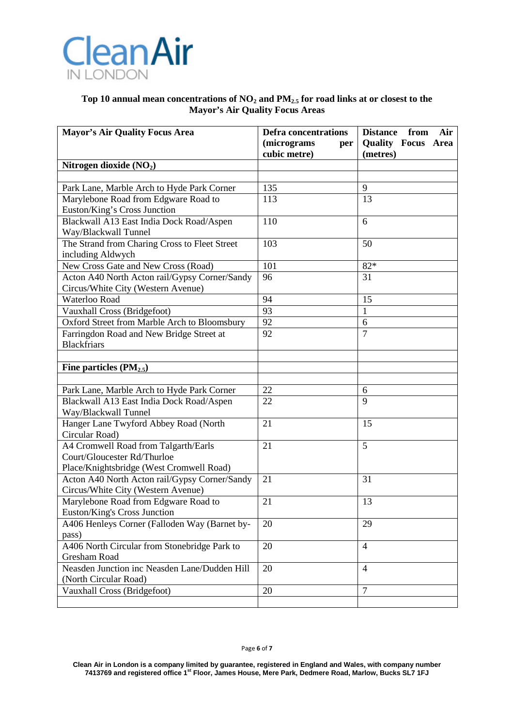CleanAir
IN LONDON

## Top 10 annual mean concentrations of $NO_2$ and $PM_{2.5}$ for road links at or closest to the Mayor's Air Quality Focus Areas

| Mayor's Air Quality Focus Area | Defra concentrations (micrograms per cubic metre) | Distance from Air Quality Focus Area (metres) |
|---|---|---|
| **Nitrogen dioxide ($NO_2$)** | | |
| | | |
| Park Lane, Marble Arch to Hyde Park Corner | 135 | 9 |
| Marylebone Road from Edgware Road to Euston/King's Cross Junction | 113 | 13 |
| Blackwall A13 East India Dock Road/Aspen Way/Blackwall Tunnel | 110 | 6 |
| The Strand from Charing Cross to Fleet Street including Aldwych | 103 | 50 |
| New Cross Gate and New Cross (Road) | 101 | 82* |
| Acton A40 North Acton rail/Gypsy Corner/Sandy Circus/White City (Western Avenue) | 96 | 31 |
| Waterloo Road | 94 | 15 |
| Vauxhall Cross (Bridgefoot) | 93 | 1 |
| Oxford Street from Marble Arch to Bloomsbury | 92 | 6 |
| Farringdon Road and New Bridge Street at Blackfriars | 92 | 7 |
| | | |
| **Fine particles ($PM_{2.5}$)** | | |
| | | |
| Park Lane, Marble Arch to Hyde Park Corner | 22 | 6 |
| Blackwall A13 East India Dock Road/Aspen Way/Blackwall Tunnel | 22 | 9 |
| Hanger Lane Twyford Abbey Road (North Circular Road) | 21 | 15 |
| A4 Cromwell Road from Talgarth/Earls Court/Gloucester Rd/Thurloe Place/Knightsbridge (West Cromwell Road) | 21 | 5 |
| Acton A40 North Acton rail/Gypsy Corner/Sandy Circus/White City (Western Avenue) | 21 | 31 |
| Marylebone Road from Edgware Road to Euston/King's Cross Junction | 21 | 13 |
| A406 Henleys Corner (Falloden Way (Barnet by-pass) | 20 | 29 |
| A406 North Circular from Stonebridge Park to Gresham Road | 20 | 4 |
| Neasden Junction inc Neasden Lane/Dudden Hill (North Circular Road) | 20 | 4 |
| Vauxhall Cross (Bridgefoot) | 20 | 7 |
| | | |

Clean Air in London is a company limited by guarantee, registered in England and Wales, with company number 7413769 and registered office 1st Floor, James House, Mere Park, Dedmere Road, Marlow, Bucks SL7 1FJ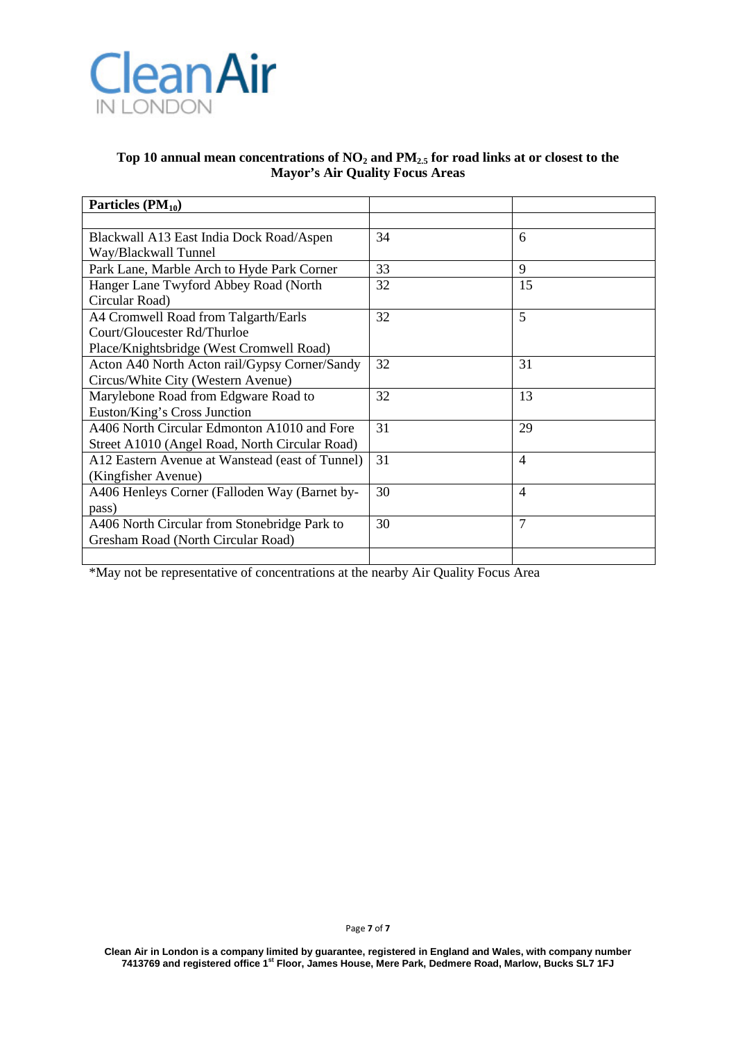**Top 10 annual mean concentrations of $NO_2$ and $PM_{2.5}$ for road links at or closest to the Mayor's Air Quality Focus Areas**

| Particles ($PM_{10}$) | | |
|---|---|---|
| | | |
| Blackwall A13 East India Dock Road/Aspen Way/Blackwall Tunnel | 34 | 6 |
| Park Lane, Marble Arch to Hyde Park Corner | 33 | 9 |
| Hanger Lane Twyford Abbey Road (North Circular Road) | 32 | 15 |
| A4 Cromwell Road from Talgarth/Earls Court/Gloucester Rd/Thurloe Place/Knightsbridge (West Cromwell Road) | 32 | 5 |
| Acton A40 North Acton rail/Gypsy Corner/Sandy Circus/White City (Western Avenue) | 32 | 31 |
| Marylebone Road from Edgware Road to Euston/King's Cross Junction | 32 | 13 |
| A406 North Circular Edmonton A1010 and Fore Street A1010 (Angel Road, North Circular Road) | 31 | 29 |
| A12 Eastern Avenue at Wanstead (east of Tunnel) (Kingfisher Avenue) | 31 | 4 |
| A406 Henleys Corner (Falloden Way (Barnet by-pass) | 30 | 4 |
| A406 North Circular from Stonebridge Park to Gresham Road (North Circular Road) | 30 | 7 |
| | | |

*May not be representative of concentrations at the nearby Air Quality Focus Area

Clean Air in London is a company limited by guarantee, registered in England and Wales, with company number 7413769 and registered office 1st Floor, James House, Mere Park, Dedmere Road, Marlow, Bucks SL7 1FJ